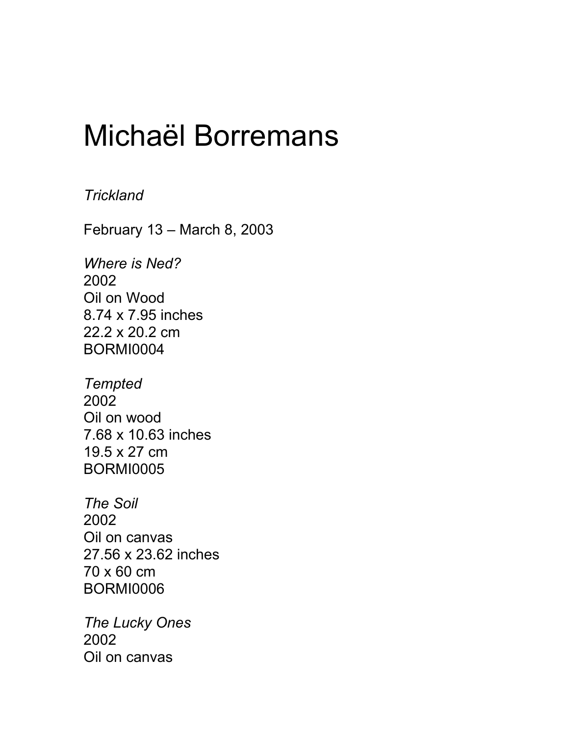# Michaël Borremans

*Trickland*

February 13 – March 8, 2003

*Where is Ned?*
2002
Oil on Wood
8.74 x 7.95 inches
22.2 x 20.2 cm
BORMI0004

*Tempted*
2002
Oil on wood
7.68 x 10.63 inches
19.5 x 27 cm
BORMI0005

*The Soil*
2002
Oil on canvas
27.56 x 23.62 inches
70 x 60 cm
BORMI0006

*The Lucky Ones*
2002
Oil on canvas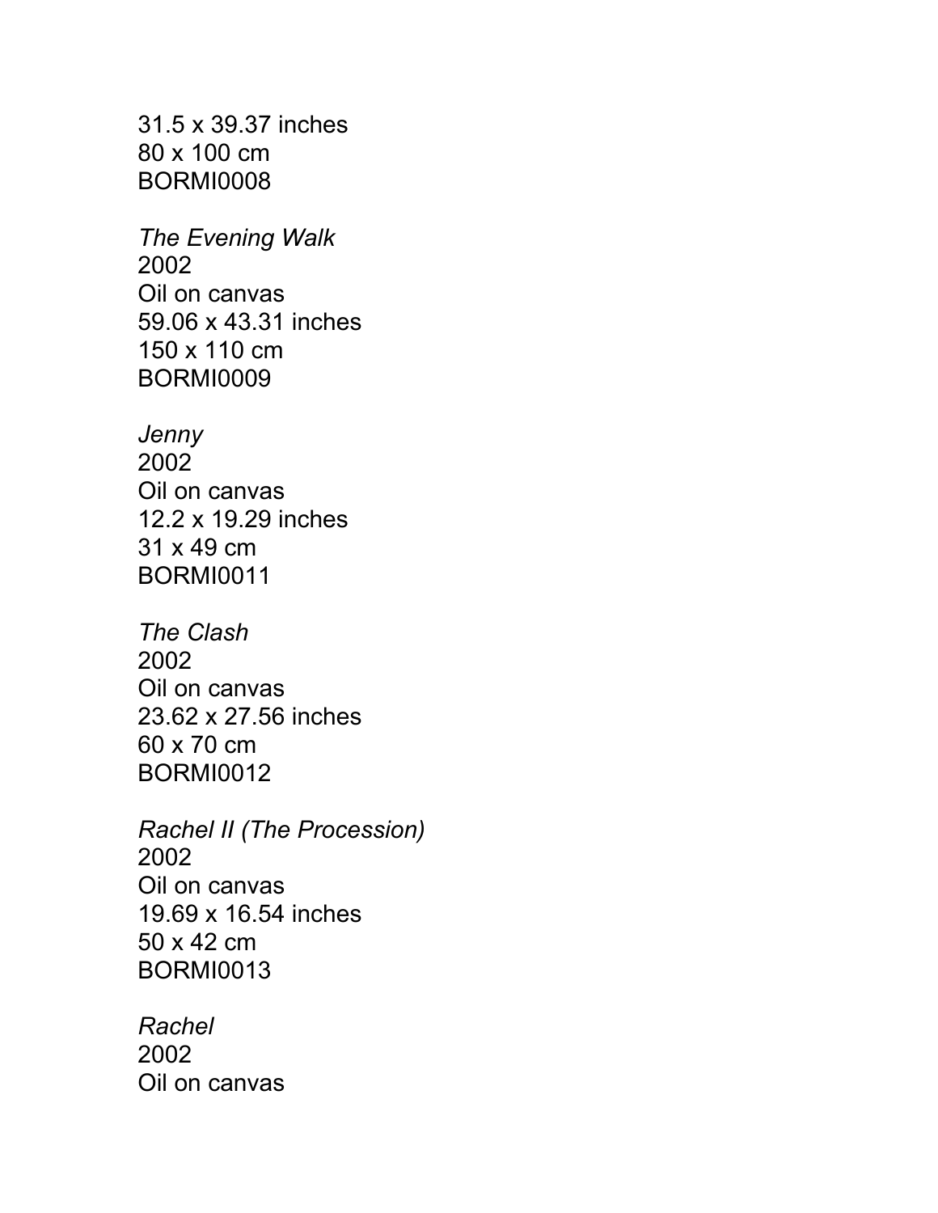31.5 x 39.37 inches
80 x 100 cm
BORMI0008

*The Evening Walk*
2002
Oil on canvas
59.06 x 43.31 inches
150 x 110 cm
BORMI0009

*Jenny*
2002
Oil on canvas
12.2 x 19.29 inches
31 x 49 cm
BORMI0011

*The Clash*
2002
Oil on canvas
23.62 x 27.56 inches
60 x 70 cm
BORMI0012

*Rachel II (The Procession)*
2002
Oil on canvas
19.69 x 16.54 inches
50 x 42 cm
BORMI0013

*Rachel*
2002
Oil on canvas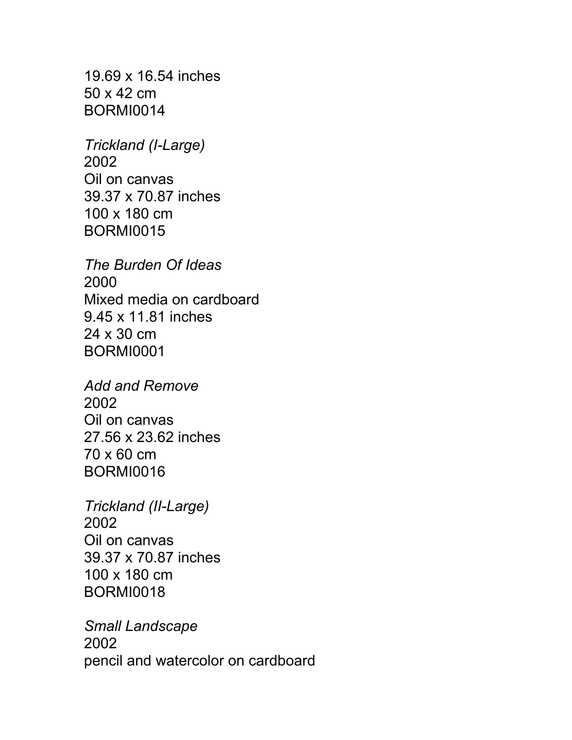19.69 x 16.54 inches
50 x 42 cm
BORMI0014

*Trickland (I-Large)*
2002
Oil on canvas
39.37 x 70.87 inches
100 x 180 cm
BORMI0015

*The Burden Of Ideas*
2000
Mixed media on cardboard
9.45 x 11.81 inches
24 x 30 cm
BORMI0001

*Add and Remove*
2002
Oil on canvas
27.56 x 23.62 inches
70 x 60 cm
BORMI0016

*Trickland (II-Large)*
2002
Oil on canvas
39.37 x 70.87 inches
100 x 180 cm
BORMI0018

*Small Landscape*
2002
pencil and watercolor on cardboard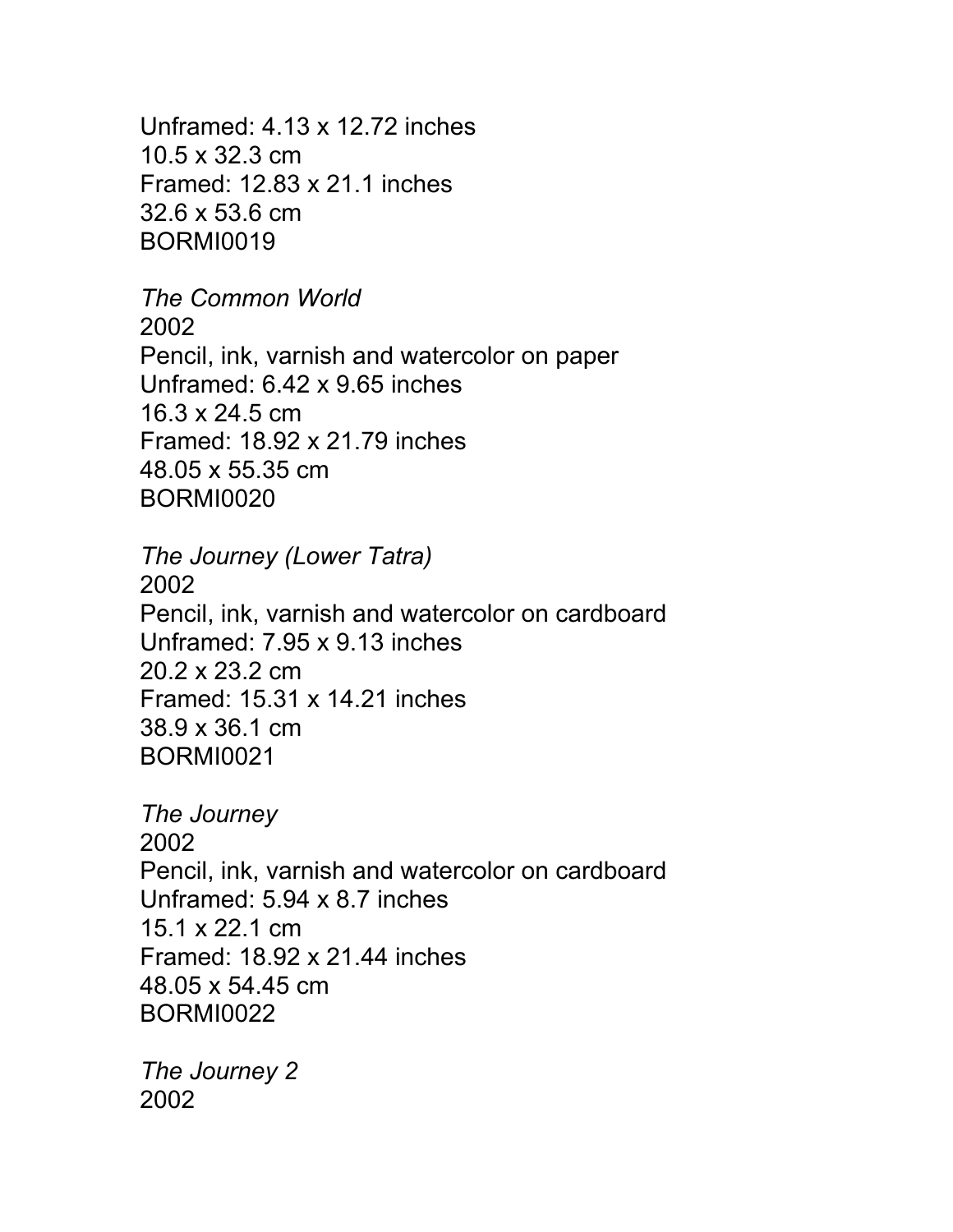Unframed: 4.13 x 12.72 inches
10.5 x 32.3 cm
Framed: 12.83 x 21.1 inches
32.6 x 53.6 cm
BORMI0019

*The Common World*
2002
Pencil, ink, varnish and watercolor on paper
Unframed: 6.42 x 9.65 inches
16.3 x 24.5 cm
Framed: 18.92 x 21.79 inches
48.05 x 55.35 cm
BORMI0020

*The Journey (Lower Tatra)*
2002
Pencil, ink, varnish and watercolor on cardboard
Unframed: 7.95 x 9.13 inches
20.2 x 23.2 cm
Framed: 15.31 x 14.21 inches
38.9 x 36.1 cm
BORMI0021

*The Journey*
2002
Pencil, ink, varnish and watercolor on cardboard
Unframed: 5.94 x 8.7 inches
15.1 x 22.1 cm
Framed: 18.92 x 21.44 inches
48.05 x 54.45 cm
BORMI0022

*The Journey 2*
2002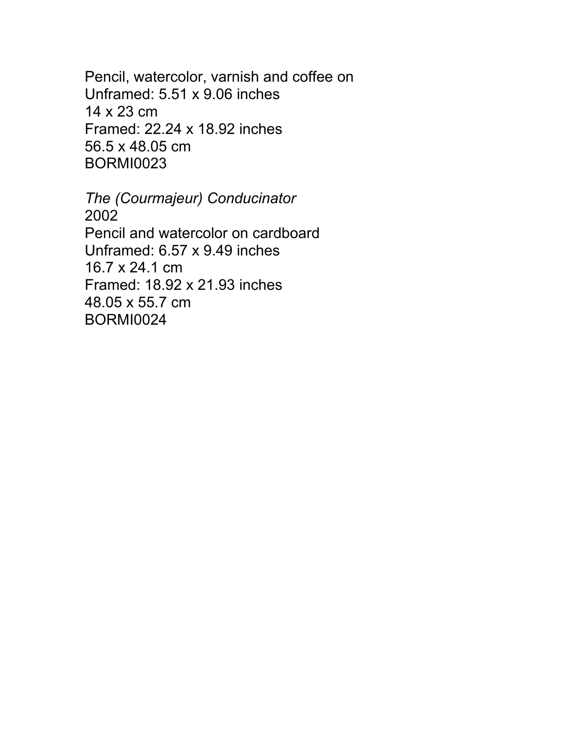Pencil, watercolor, varnish and coffee on
Unframed: 5.51 x 9.06 inches
14 x 23 cm
Framed: 22.24 x 18.92 inches
56.5 x 48.05 cm
BORMI0023

*The (Courmajeur) Conducinator*
2002
Pencil and watercolor on cardboard
Unframed: 6.57 x 9.49 inches
16.7 x 24.1 cm
Framed: 18.92 x 21.93 inches
48.05 x 55.7 cm
BORMI0024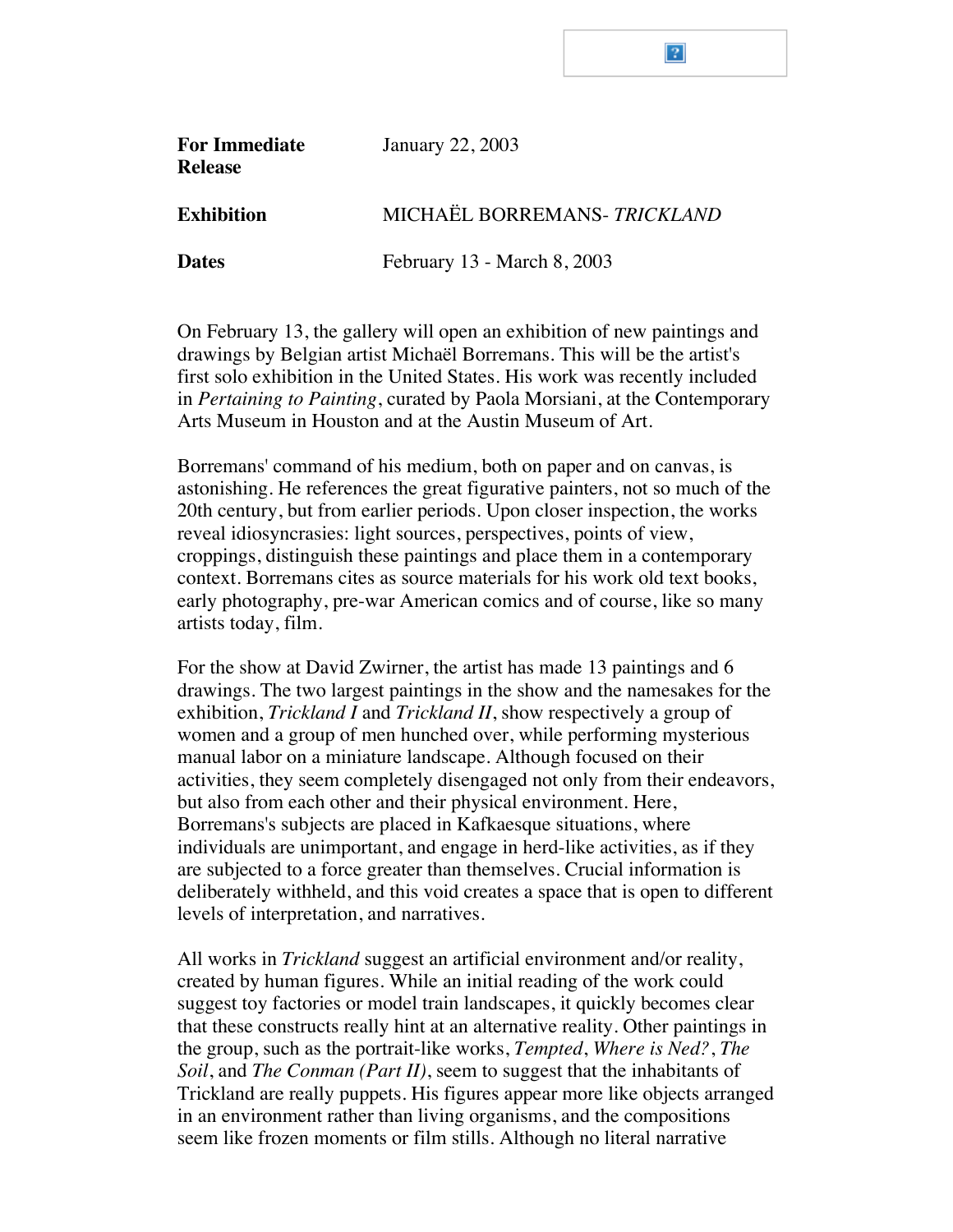| | |
|---|---|
| **For Immediate Release** | January 22, 2003 |
| **Exhibition** | MICHAËL BORREMANS- *TRICKLAND* |
| **Dates** | February 13 - March 8, 2003 |

On February 13, the gallery will open an exhibition of new paintings and drawings by Belgian artist Michaël Borremans. This will be the artist's first solo exhibition in the United States. His work was recently included in *Pertaining to Painting*, curated by Paola Morsiani, at the Contemporary Arts Museum in Houston and at the Austin Museum of Art.

Borremans' command of his medium, both on paper and on canvas, is astonishing. He references the great figurative painters, not so much of the 20th century, but from earlier periods. Upon closer inspection, the works reveal idiosyncrasies: light sources, perspectives, points of view, croppings, distinguish these paintings and place them in a contemporary context. Borremans cites as source materials for his work old text books, early photography, pre-war American comics and of course, like so many artists today, film.

For the show at David Zwirner, the artist has made 13 paintings and 6 drawings. The two largest paintings in the show and the namesakes for the exhibition, *Trickland I* and *Trickland II*, show respectively a group of women and a group of men hunched over, while performing mysterious manual labor on a miniature landscape. Although focused on their activities, they seem completely disengaged not only from their endeavors, but also from each other and their physical environment. Here, Borremans's subjects are placed in Kafkaesque situations, where individuals are unimportant, and engage in herd-like activities, as if they are subjected to a force greater than themselves. Crucial information is deliberately withheld, and this void creates a space that is open to different levels of interpretation, and narratives.

All works in *Trickland* suggest an artificial environment and/or reality, created by human figures. While an initial reading of the work could suggest toy factories or model train landscapes, it quickly becomes clear that these constructs really hint at an alternative reality. Other paintings in the group, such as the portrait-like works, *Tempted*, *Where is Ned?*, *The Soil*, and *The Conman (Part II)*, seem to suggest that the inhabitants of Trickland are really puppets. His figures appear more like objects arranged in an environment rather than living organisms, and the compositions seem like frozen moments or film stills. Although no literal narrative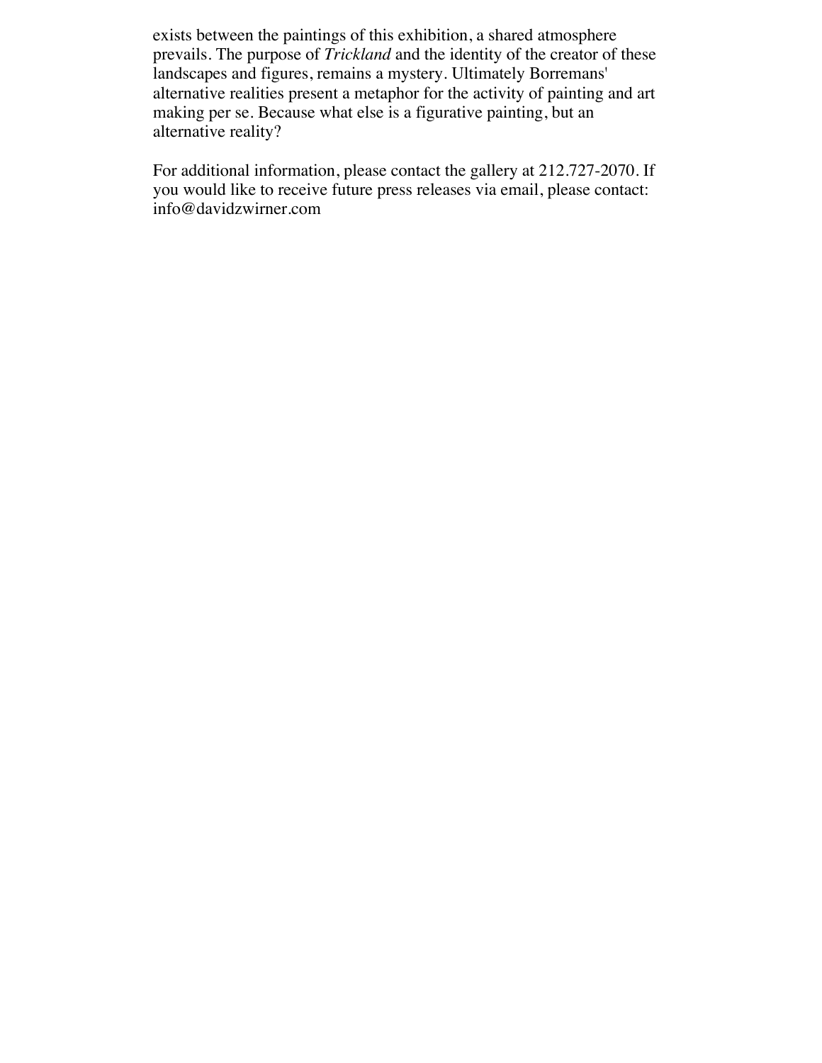exists between the paintings of this exhibition, a shared atmosphere prevails. The purpose of *Trickland* and the identity of the creator of these landscapes and figures, remains a mystery. Ultimately Borremans' alternative realities present a metaphor for the activity of painting and art making per se. Because what else is a figurative painting, but an alternative reality?

For additional information, please contact the gallery at 212.727-2070. If you would like to receive future press releases via email, please contact: info@davidzwirner.com